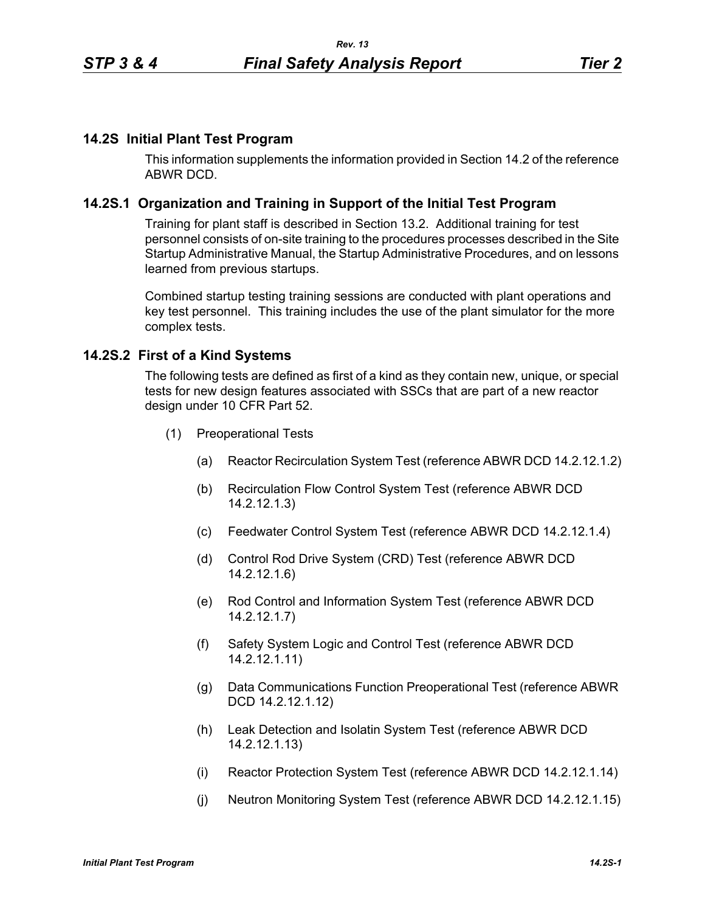## 14.2S Initial Plant Test Program

This information supplements the information provided in Section 14.2 of the reference ABWR DCD.

### 14.2S.1 Organization and Training in Support of the Initial Test Program

Training for plant staff is described in Section 13.2. Additional training for test personnel consists of on-site training to the procedures processes described in the Site Startup Administrative Manual, the Startup Administrative Procedures, and on lessons learned from previous startups.

Combined startup testing training sessions are conducted with plant operations and key test personnel. This training includes the use of the plant simulator for the more complex tests.

### 14.2S.2 First of a Kind Systems

The following tests are defined as first of a kind as they contain new, unique, or special tests for new design features associated with SSCs that are part of a new reactor design under 10 CFR Part 52.

(1) Preoperational Tests

(a) Reactor Recirculation System Test (reference ABWR DCD 14.2.12.1.2)

(b) Recirculation Flow Control System Test (reference ABWR DCD 14.2.12.1.3)

(c) Feedwater Control System Test (reference ABWR DCD 14.2.12.1.4)

(d) Control Rod Drive System (CRD) Test (reference ABWR DCD 14.2.12.1.6)

(e) Rod Control and Information System Test (reference ABWR DCD 14.2.12.1.7)

(f) Safety System Logic and Control Test (reference ABWR DCD 14.2.12.1.11)

(g) Data Communications Function Preoperational Test (reference ABWR DCD 14.2.12.1.12)

(h) Leak Detection and Isolatin System Test (reference ABWR DCD 14.2.12.1.13)

(i) Reactor Protection System Test (reference ABWR DCD 14.2.12.1.14)

(j) Neutron Monitoring System Test (reference ABWR DCD 14.2.12.1.15)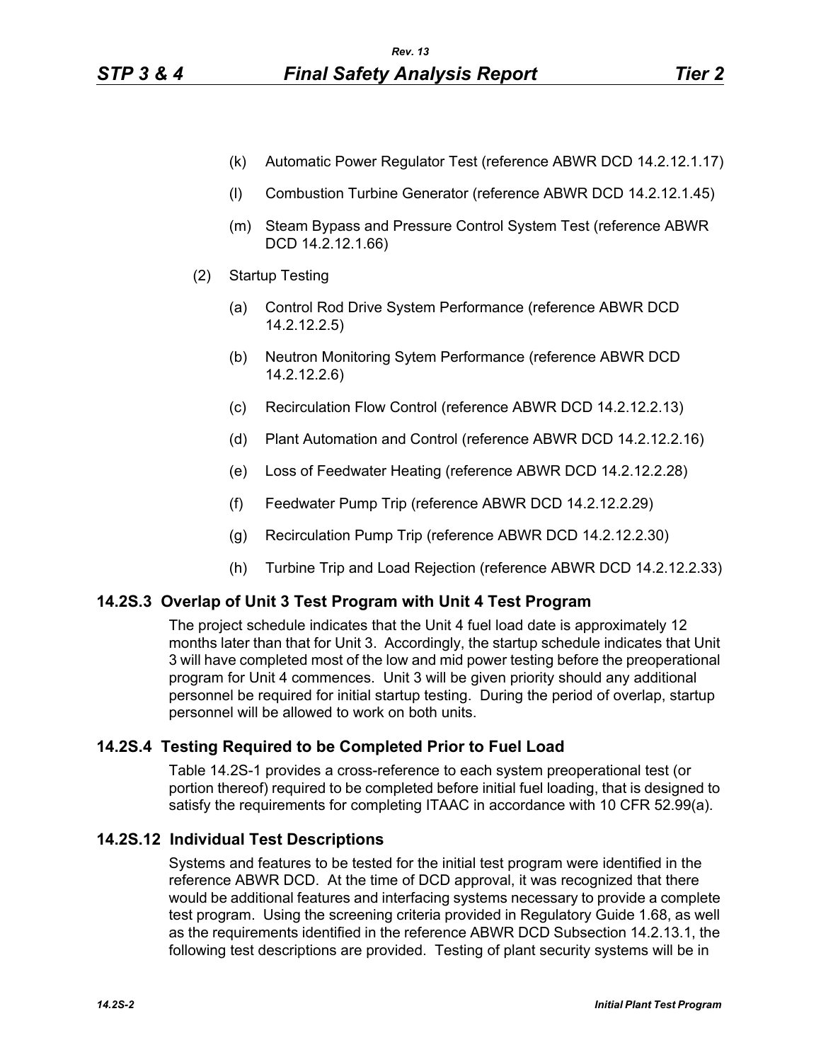(k) Automatic Power Regulator Test (reference ABWR DCD 14.2.12.1.17)

(l) Combustion Turbine Generator (reference ABWR DCD 14.2.12.1.45)

(m) Steam Bypass and Pressure Control System Test (reference ABWR DCD 14.2.12.1.66)

(2) Startup Testing

(a) Control Rod Drive System Performance (reference ABWR DCD 14.2.12.2.5)

(b) Neutron Monitoring Sytem Performance (reference ABWR DCD 14.2.12.2.6)

(c) Recirculation Flow Control (reference ABWR DCD 14.2.12.2.13)

(d) Plant Automation and Control (reference ABWR DCD 14.2.12.2.16)

(e) Loss of Feedwater Heating (reference ABWR DCD 14.2.12.2.28)

(f) Feedwater Pump Trip (reference ABWR DCD 14.2.12.2.29)

(g) Recirculation Pump Trip (reference ABWR DCD 14.2.12.2.30)

(h) Turbine Trip and Load Rejection (reference ABWR DCD 14.2.12.2.33)

## 14.2S.3 Overlap of Unit 3 Test Program with Unit 4 Test Program

The project schedule indicates that the Unit 4 fuel load date is approximately 12 months later than that for Unit 3. Accordingly, the startup schedule indicates that Unit 3 will have completed most of the low and mid power testing before the preoperational program for Unit 4 commences. Unit 3 will be given priority should any additional personnel be required for initial startup testing. During the period of overlap, startup personnel will be allowed to work on both units.

## 14.2S.4 Testing Required to be Completed Prior to Fuel Load

Table 14.2S-1 provides a cross-reference to each system preoperational test (or portion thereof) required to be completed before initial fuel loading, that is designed to satisfy the requirements for completing ITAAC in accordance with 10 CFR 52.99(a).

## 14.2S.12 Individual Test Descriptions

Systems and features to be tested for the initial test program were identified in the reference ABWR DCD. At the time of DCD approval, it was recognized that there would be additional features and interfacing systems necessary to provide a complete test program. Using the screening criteria provided in Regulatory Guide 1.68, as well as the requirements identified in the reference ABWR DCD Subsection 14.2.13.1, the following test descriptions are provided. Testing of plant security systems will be in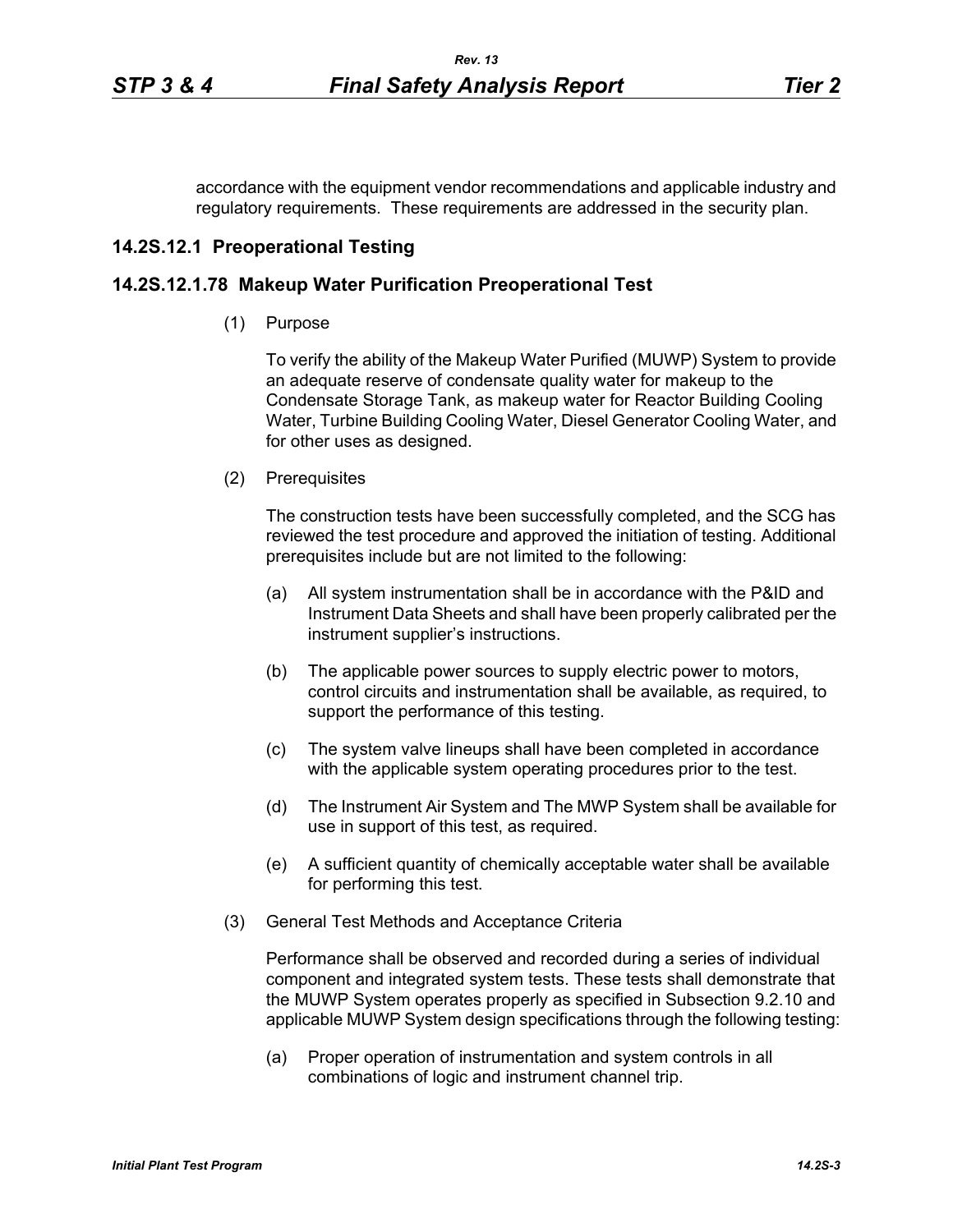accordance with the equipment vendor recommendations and applicable industry and regulatory requirements. These requirements are addressed in the security plan.

## 14.2S.12.1 Preoperational Testing

### 14.2S.12.1.78 Makeup Water Purification Preoperational Test

(1) Purpose

To verify the ability of the Makeup Water Purified (MUWP) System to provide an adequate reserve of condensate quality water for makeup to the Condensate Storage Tank, as makeup water for Reactor Building Cooling Water, Turbine Building Cooling Water, Diesel Generator Cooling Water, and for other uses as designed.

(2) Prerequisites

The construction tests have been successfully completed, and the SCG has reviewed the test procedure and approved the initiation of testing. Additional prerequisites include but are not limited to the following:

- (a) All system instrumentation shall be in accordance with the P&ID and Instrument Data Sheets and shall have been properly calibrated per the instrument supplier's instructions.
- (b) The applicable power sources to supply electric power to motors, control circuits and instrumentation shall be available, as required, to support the performance of this testing.
- (c) The system valve lineups shall have been completed in accordance with the applicable system operating procedures prior to the test.
- (d) The Instrument Air System and The MWP System shall be available for use in support of this test, as required.
- (e) A sufficient quantity of chemically acceptable water shall be available for performing this test.

(3) General Test Methods and Acceptance Criteria

Performance shall be observed and recorded during a series of individual component and integrated system tests. These tests shall demonstrate that the MUWP System operates properly as specified in Subsection 9.2.10 and applicable MUWP System design specifications through the following testing:

- (a) Proper operation of instrumentation and system controls in all combinations of logic and instrument channel trip.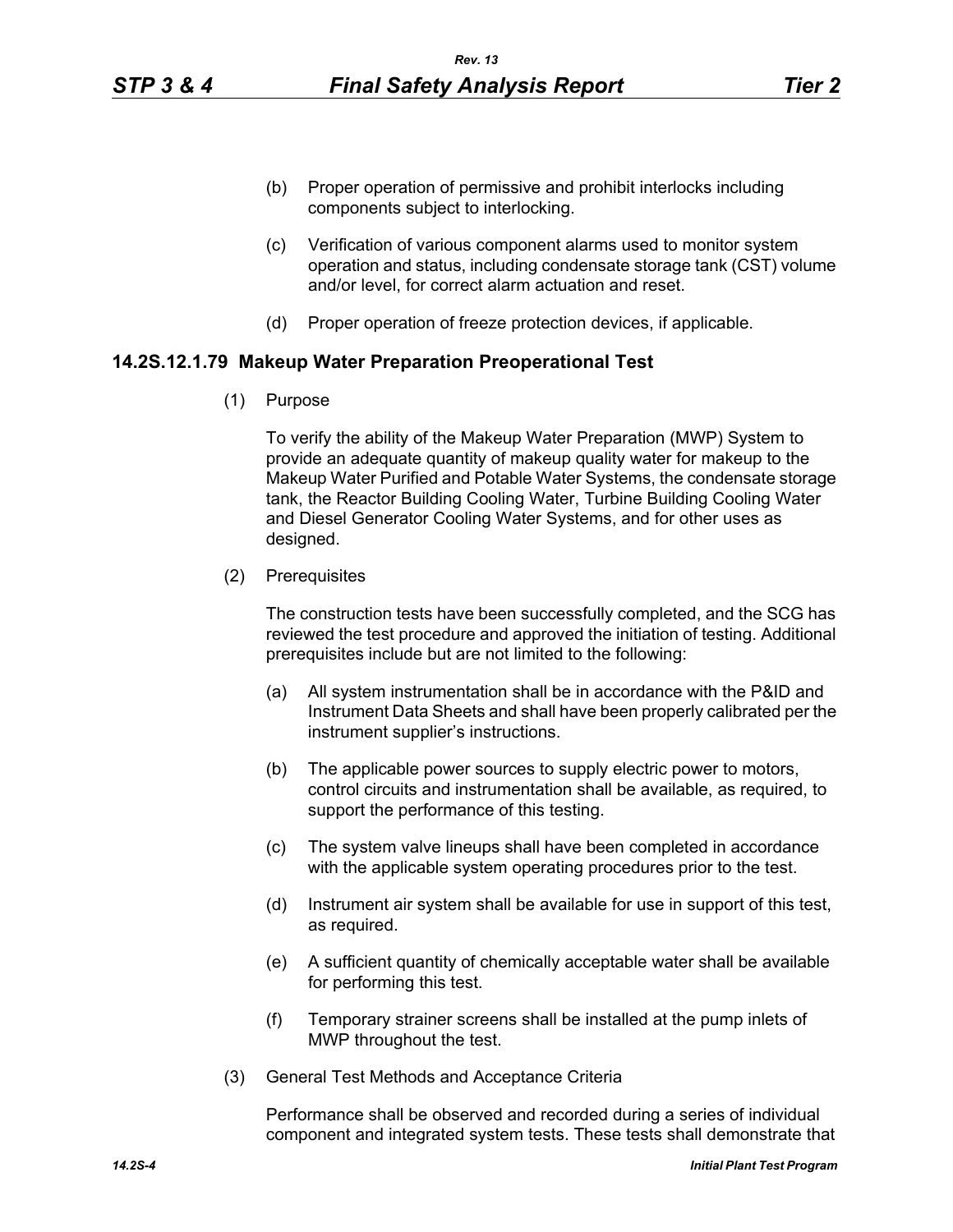(b) Proper operation of permissive and prohibit interlocks including components subject to interlocking.

(c) Verification of various component alarms used to monitor system operation and status, including condensate storage tank (CST) volume and/or level, for correct alarm actuation and reset.

(d) Proper operation of freeze protection devices, if applicable.

### 14.2S.12.1.79 Makeup Water Preparation Preoperational Test

(1) Purpose

To verify the ability of the Makeup Water Preparation (MWP) System to provide an adequate quantity of makeup quality water for makeup to the Makeup Water Purified and Potable Water Systems, the condensate storage tank, the Reactor Building Cooling Water, Turbine Building Cooling Water and Diesel Generator Cooling Water Systems, and for other uses as designed.

(2) Prerequisites

The construction tests have been successfully completed, and the SCG has reviewed the test procedure and approved the initiation of testing. Additional prerequisites include but are not limited to the following:

(a) All system instrumentation shall be in accordance with the P&ID and Instrument Data Sheets and shall have been properly calibrated per the instrument supplier's instructions.

(b) The applicable power sources to supply electric power to motors, control circuits and instrumentation shall be available, as required, to support the performance of this testing.

(c) The system valve lineups shall have been completed in accordance with the applicable system operating procedures prior to the test.

(d) Instrument air system shall be available for use in support of this test, as required.

(e) A sufficient quantity of chemically acceptable water shall be available for performing this test.

(f) Temporary strainer screens shall be installed at the pump inlets of MWP throughout the test.

(3) General Test Methods and Acceptance Criteria

Performance shall be observed and recorded during a series of individual component and integrated system tests. These tests shall demonstrate that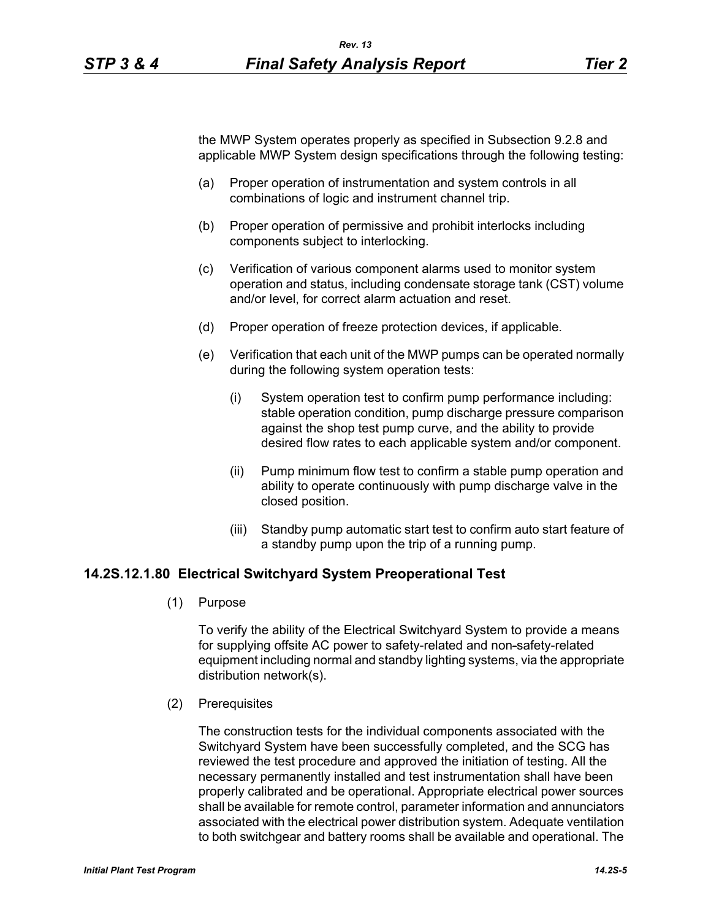the MWP System operates properly as specified in Subsection 9.2.8 and applicable MWP System design specifications through the following testing:

(a) Proper operation of instrumentation and system controls in all combinations of logic and instrument channel trip.

(b) Proper operation of permissive and prohibit interlocks including components subject to interlocking.

(c) Verification of various component alarms used to monitor system operation and status, including condensate storage tank (CST) volume and/or level, for correct alarm actuation and reset.

(d) Proper operation of freeze protection devices, if applicable.

(e) Verification that each unit of the MWP pumps can be operated normally during the following system operation tests:

 (i) System operation test to confirm pump performance including: stable operation condition, pump discharge pressure comparison against the shop test pump curve, and the ability to provide desired flow rates to each applicable system and/or component.

 (ii) Pump minimum flow test to confirm a stable pump operation and ability to operate continuously with pump discharge valve in the closed position.

 (iii) Standby pump automatic start test to confirm auto start feature of a standby pump upon the trip of a running pump.

### 14.2S.12.1.80 Electrical Switchyard System Preoperational Test

(1) Purpose

To verify the ability of the Electrical Switchyard System to provide a means for supplying offsite AC power to safety-related and non-safety-related equipment including normal and standby lighting systems, via the appropriate distribution network(s).

(2) Prerequisites

The construction tests for the individual components associated with the Switchyard System have been successfully completed, and the SCG has reviewed the test procedure and approved the initiation of testing. All the necessary permanently installed and test instrumentation shall have been properly calibrated and be operational. Appropriate electrical power sources shall be available for remote control, parameter information and annunciators associated with the electrical power distribution system. Adequate ventilation to both switchgear and battery rooms shall be available and operational. The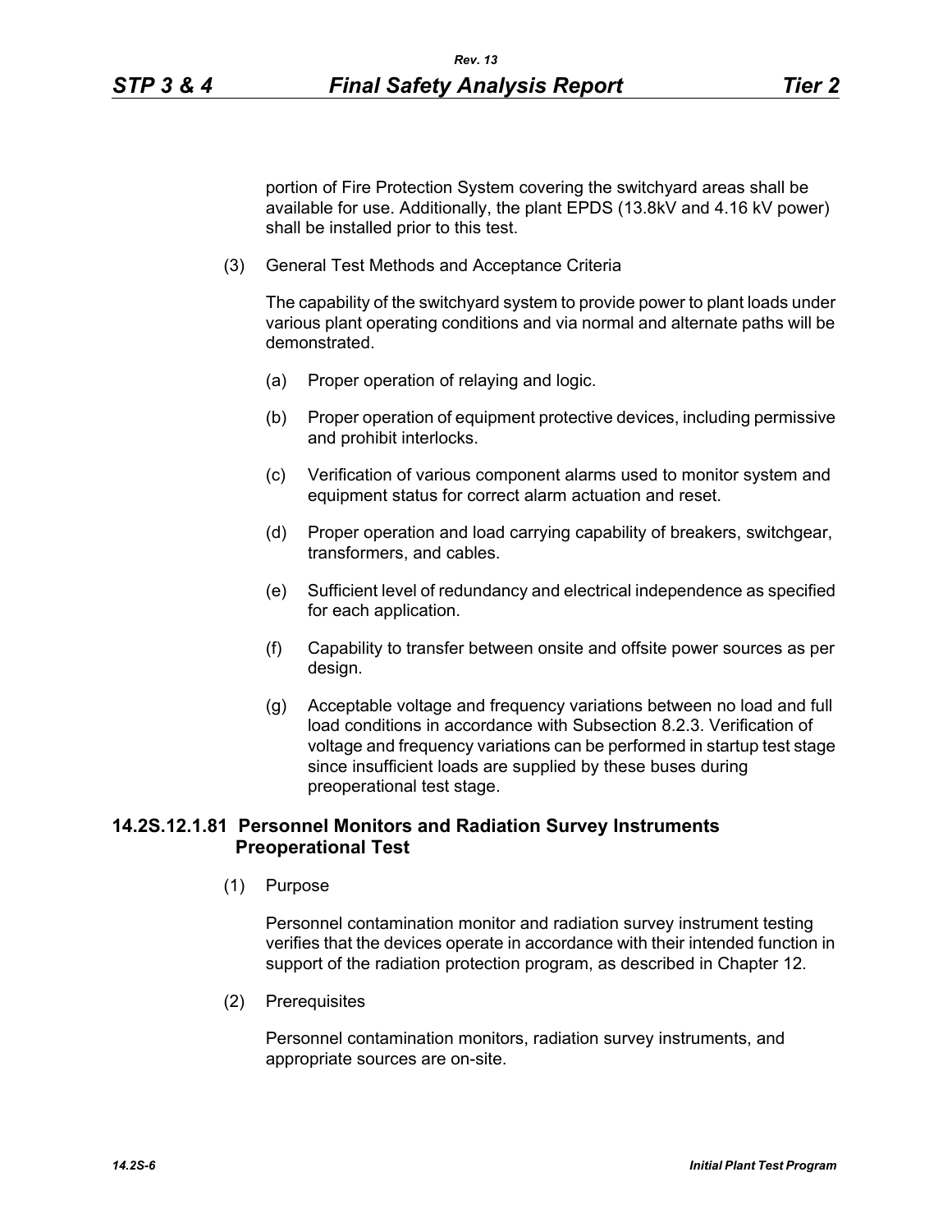portion of Fire Protection System covering the switchyard areas shall be available for use. Additionally, the plant EPDS (13.8kV and 4.16 kV power) shall be installed prior to this test.

(3) General Test Methods and Acceptance Criteria

The capability of the switchyard system to provide power to plant loads under various plant operating conditions and via normal and alternate paths will be demonstrated.

(a) Proper operation of relaying and logic.

(b) Proper operation of equipment protective devices, including permissive and prohibit interlocks.

(c) Verification of various component alarms used to monitor system and equipment status for correct alarm actuation and reset.

(d) Proper operation and load carrying capability of breakers, switchgear, transformers, and cables.

(e) Sufficient level of redundancy and electrical independence as specified for each application.

(f) Capability to transfer between onsite and offsite power sources as per design.

(g) Acceptable voltage and frequency variations between no load and full load conditions in accordance with Subsection 8.2.3. Verification of voltage and frequency variations can be performed in startup test stage since insufficient loads are supplied by these buses during preoperational test stage.

### 14.2S.12.1.81 Personnel Monitors and Radiation Survey Instruments Preoperational Test

(1) Purpose

Personnel contamination monitor and radiation survey instrument testing verifies that the devices operate in accordance with their intended function in support of the radiation protection program, as described in Chapter 12.

(2) Prerequisites

Personnel contamination monitors, radiation survey instruments, and appropriate sources are on-site.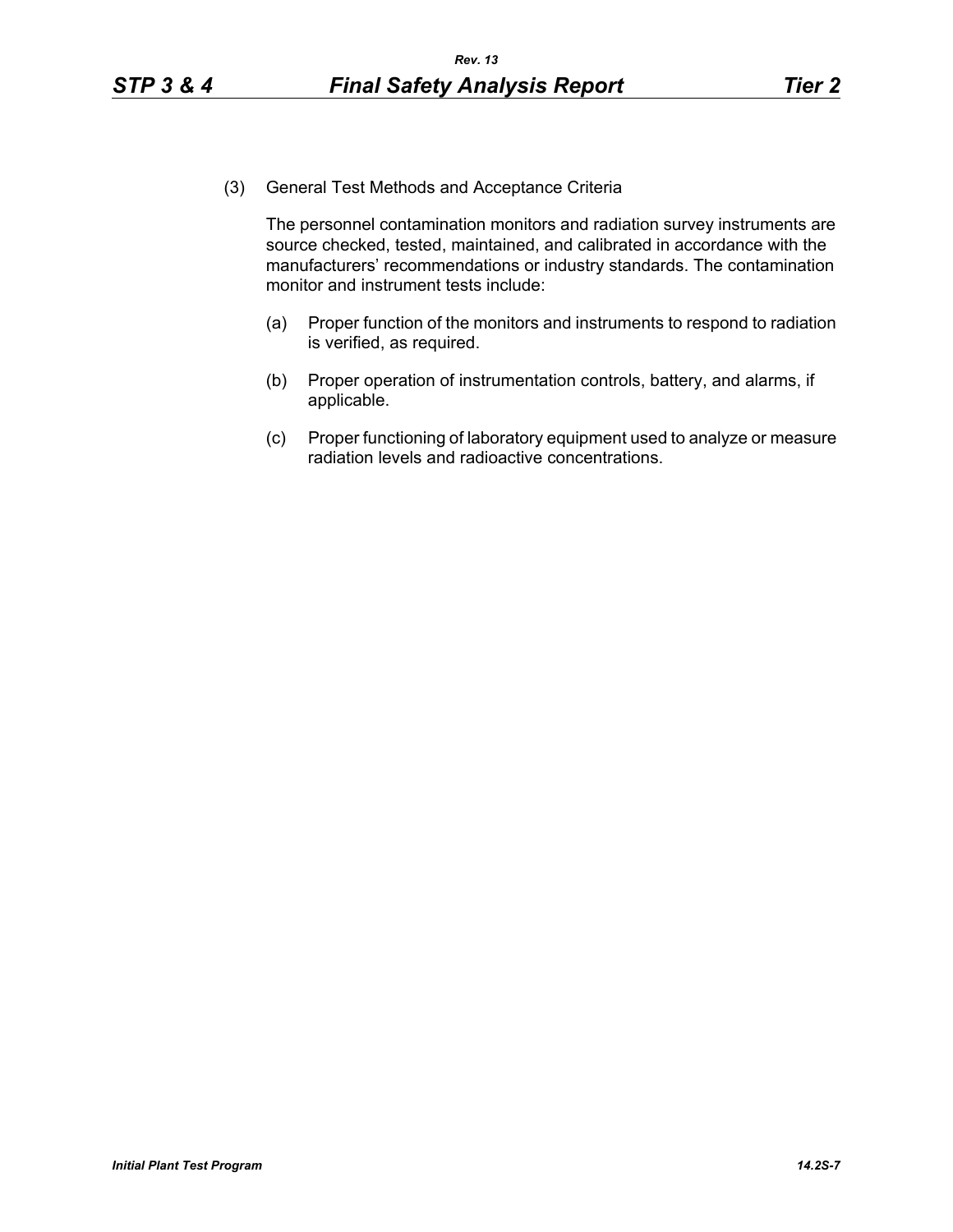(3) General Test Methods and Acceptance Criteria

The personnel contamination monitors and radiation survey instruments are source checked, tested, maintained, and calibrated in accordance with the manufacturers' recommendations or industry standards. The contamination monitor and instrument tests include:

(a) Proper function of the monitors and instruments to respond to radiation is verified, as required.

(b) Proper operation of instrumentation controls, battery, and alarms, if applicable.

(c) Proper functioning of laboratory equipment used to analyze or measure radiation levels and radioactive concentrations.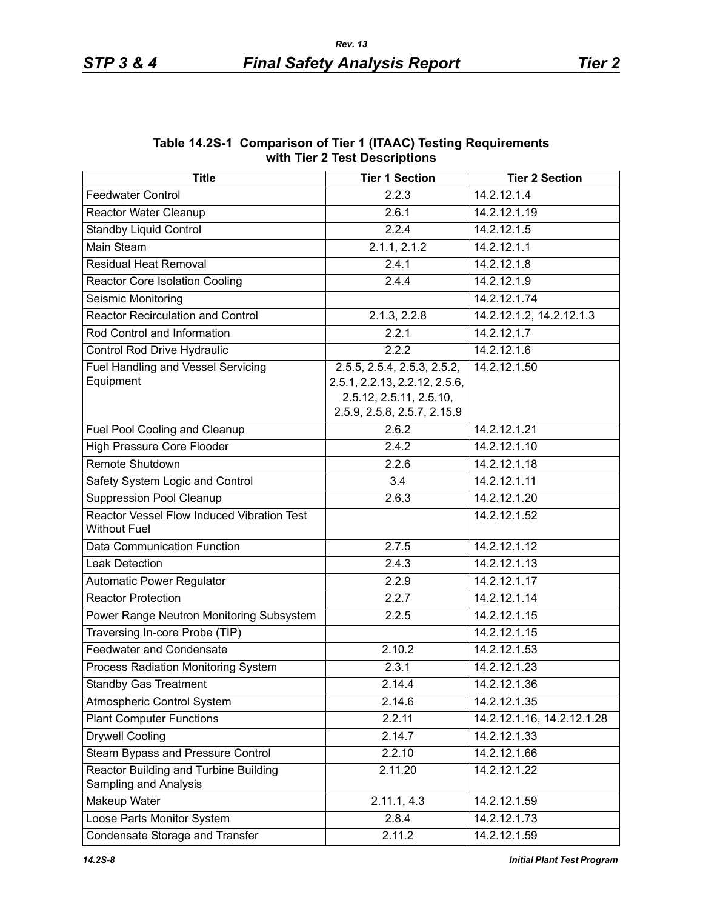**Table 14.2S-1 Comparison of Tier 1 (ITAAC) Testing Requirements with Tier 2 Test Descriptions**

| Title | Tier 1 Section | Tier 2 Section |
|---|---|---|
| Feedwater Control | 2.2.3 | 14.2.12.1.4 |
| Reactor Water Cleanup | 2.6.1 | 14.2.12.1.19 |
| Standby Liquid Control | 2.2.4 | 14.2.12.1.5 |
| Main Steam | 2.1.1, 2.1.2 | 14.2.12.1.1 |
| Residual Heat Removal | 2.4.1 | 14.2.12.1.8 |
| Reactor Core Isolation Cooling | 2.4.4 | 14.2.12.1.9 |
| Seismic Monitoring | | 14.2.12.1.74 |
| Reactor Recirculation and Control | 2.1.3, 2.2.8 | 14.2.12.1.2, 14.2.12.1.3 |
| Rod Control and Information | 2.2.1 | 14.2.12.1.7 |
| Control Rod Drive Hydraulic | 2.2.2 | 14.2.12.1.6 |
| Fuel Handling and Vessel Servicing Equipment | 2.5.5, 2.5.4, 2.5.3, 2.5.2, 2.5.1, 2.2.13, 2.2.12, 2.5.6, 2.5.12, 2.5.11, 2.5.10, 2.5.9, 2.5.8, 2.5.7, 2.15.9 | 14.2.12.1.50 |
| Fuel Pool Cooling and Cleanup | 2.6.2 | 14.2.12.1.21 |
| High Pressure Core Flooder | 2.4.2 | 14.2.12.1.10 |
| Remote Shutdown | 2.2.6 | 14.2.12.1.18 |
| Safety System Logic and Control | 3.4 | 14.2.12.1.11 |
| Suppression Pool Cleanup | 2.6.3 | 14.2.12.1.20 |
| Reactor Vessel Flow Induced Vibration Test Without Fuel | | 14.2.12.1.52 |
| Data Communication Function | 2.7.5 | 14.2.12.1.12 |
| Leak Detection | 2.4.3 | 14.2.12.1.13 |
| Automatic Power Regulator | 2.2.9 | 14.2.12.1.17 |
| Reactor Protection | 2.2.7 | 14.2.12.1.14 |
| Power Range Neutron Monitoring Subsystem | 2.2.5 | 14.2.12.1.15 |
| Traversing In-core Probe (TIP) | | 14.2.12.1.15 |
| Feedwater and Condensate | 2.10.2 | 14.2.12.1.53 |
| Process Radiation Monitoring System | 2.3.1 | 14.2.12.1.23 |
| Standby Gas Treatment | 2.14.4 | 14.2.12.1.36 |
| Atmospheric Control System | 2.14.6 | 14.2.12.1.35 |
| Plant Computer Functions | 2.2.11 | 14.2.12.1.16, 14.2.12.1.28 |
| Drywell Cooling | 2.14.7 | 14.2.12.1.33 |
| Steam Bypass and Pressure Control | 2.2.10 | 14.2.12.1.66 |
| Reactor Building and Turbine Building Sampling and Analysis | 2.11.20 | 14.2.12.1.22 |
| Makeup Water | 2.11.1, 4.3 | 14.2.12.1.59 |
| Loose Parts Monitor System | 2.8.4 | 14.2.12.1.73 |
| Condensate Storage and Transfer | 2.11.2 | 14.2.12.1.59 |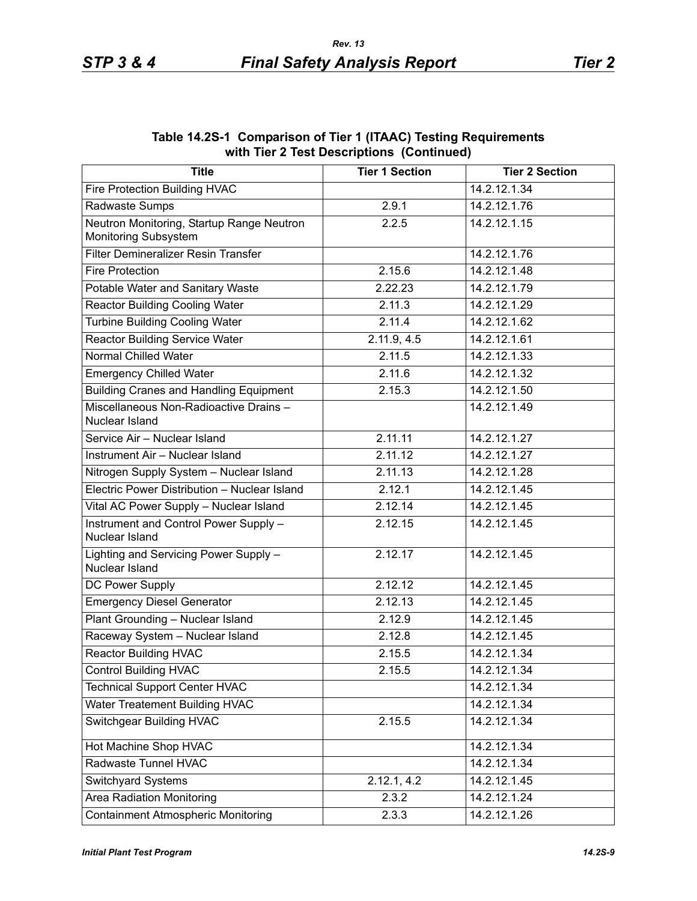**Table 14.2S-1 Comparison of Tier 1 (ITAAC) Testing Requirements with Tier 2 Test Descriptions (Continued)**

| Title | Tier 1 Section | Tier 2 Section |
|---|---|---|
| Fire Protection Building HVAC | | 14.2.12.1.34 |
| Radwaste Sumps | 2.9.1 | 14.2.12.1.76 |
| Neutron Monitoring, Startup Range Neutron Monitoring Subsystem | 2.2.5 | 14.2.12.1.15 |
| Filter Demineralizer Resin Transfer | | 14.2.12.1.76 |
| Fire Protection | 2.15.6 | 14.2.12.1.48 |
| Potable Water and Sanitary Waste | 2.22.23 | 14.2.12.1.79 |
| Reactor Building Cooling Water | 2.11.3 | 14.2.12.1.29 |
| Turbine Building Cooling Water | 2.11.4 | 14.2.12.1.62 |
| Reactor Building Service Water | 2.11.9, 4.5 | 14.2.12.1.61 |
| Normal Chilled Water | 2.11.5 | 14.2.12.1.33 |
| Emergency Chilled Water | 2.11.6 | 14.2.12.1.32 |
| Building Cranes and Handling Equipment | 2.15.3 | 14.2.12.1.50 |
| Miscellaneous Non-Radioactive Drains – Nuclear Island | | 14.2.12.1.49 |
| Service Air – Nuclear Island | 2.11.11 | 14.2.12.1.27 |
| Instrument Air – Nuclear Island | 2.11.12 | 14.2.12.1.27 |
| Nitrogen Supply System – Nuclear Island | 2.11.13 | 14.2.12.1.28 |
| Electric Power Distribution – Nuclear Island | 2.12.1 | 14.2.12.1.45 |
| Vital AC Power Supply – Nuclear Island | 2.12.14 | 14.2.12.1.45 |
| Instrument and Control Power Supply – Nuclear Island | 2.12.15 | 14.2.12.1.45 |
| Lighting and Servicing Power Supply – Nuclear Island | 2.12.17 | 14.2.12.1.45 |
| DC Power Supply | 2.12.12 | 14.2.12.1.45 |
| Emergency Diesel Generator | 2.12.13 | 14.2.12.1.45 |
| Plant Grounding – Nuclear Island | 2.12.9 | 14.2.12.1.45 |
| Raceway System – Nuclear Island | 2.12.8 | 14.2.12.1.45 |
| Reactor Building HVAC | 2.15.5 | 14.2.12.1.34 |
| Control Building HVAC | 2.15.5 | 14.2.12.1.34 |
| Technical Support Center HVAC | | 14.2.12.1.34 |
| Water Treatement Building HVAC | | 14.2.12.1.34 |
| Switchgear Building HVAC | 2.15.5 | 14.2.12.1.34 |
| Hot Machine Shop HVAC | | 14.2.12.1.34 |
| Radwaste Tunnel HVAC | | 14.2.12.1.34 |
| Switchyard Systems | 2.12.1, 4.2 | 14.2.12.1.45 |
| Area Radiation Monitoring | 2.3.2 | 14.2.12.1.24 |
| Containment Atmospheric Monitoring | 2.3.3 | 14.2.12.1.26 |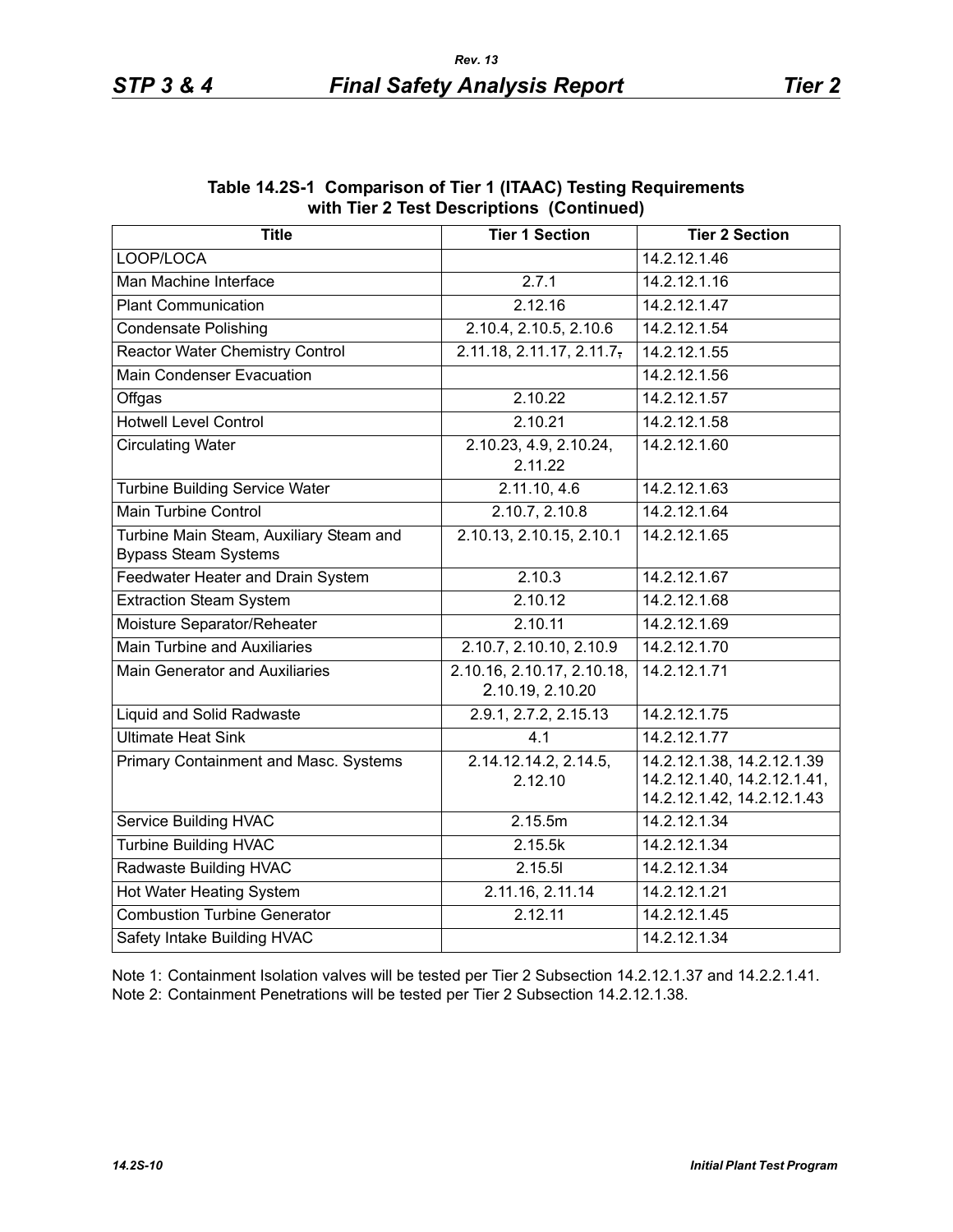### Table 14.2S-1 Comparison of Tier 1 (ITAAC) Testing Requirements with Tier 2 Test Descriptions (Continued)

| Title | Tier 1 Section | Tier 2 Section |
|---|---|---|
| LOOP/LOCA | | 14.2.12.1.46 |
| Man Machine Interface | 2.7.1 | 14.2.12.1.16 |
| Plant Communication | 2.12.16 | 14.2.12.1.47 |
| Condensate Polishing | 2.10.4, 2.10.5, 2.10.6 | 14.2.12.1.54 |
| Reactor Water Chemistry Control | 2.11.18, 2.11.17, 2.11.7, | 14.2.12.1.55 |
| Main Condenser Evacuation | | 14.2.12.1.56 |
| Offgas | 2.10.22 | 14.2.12.1.57 |
| Hotwell Level Control | 2.10.21 | 14.2.12.1.58 |
| Circulating Water | 2.10.23, 4.9, 2.10.24, 2.11.22 | 14.2.12.1.60 |
| Turbine Building Service Water | 2.11.10, 4.6 | 14.2.12.1.63 |
| Main Turbine Control | 2.10.7, 2.10.8 | 14.2.12.1.64 |
| Turbine Main Steam, Auxiliary Steam and Bypass Steam Systems | 2.10.13, 2.10.15, 2.10.1 | 14.2.12.1.65 |
| Feedwater Heater and Drain System | 2.10.3 | 14.2.12.1.67 |
| Extraction Steam System | 2.10.12 | 14.2.12.1.68 |
| Moisture Separator/Reheater | 2.10.11 | 14.2.12.1.69 |
| Main Turbine and Auxiliaries | 2.10.7, 2.10.10, 2.10.9 | 14.2.12.1.70 |
| Main Generator and Auxiliaries | 2.10.16, 2.10.17, 2.10.18, 2.10.19, 2.10.20 | 14.2.12.1.71 |
| Liquid and Solid Radwaste | 2.9.1, 2.7.2, 2.15.13 | 14.2.12.1.75 |
| Ultimate Heat Sink | 4.1 | 14.2.12.1.77 |
| Primary Containment and Masc. Systems | 2.14.12.14.2, 2.14.5, 2.12.10 | 14.2.12.1.38, 14.2.12.1.39 14.2.12.1.40, 14.2.12.1.41, 14.2.12.1.42, 14.2.12.1.43 |
| Service Building HVAC | 2.15.5m | 14.2.12.1.34 |
| Turbine Building HVAC | 2.15.5k | 14.2.12.1.34 |
| Radwaste Building HVAC | 2.15.5l | 14.2.12.1.34 |
| Hot Water Heating System | 2.11.16, 2.11.14 | 14.2.12.1.21 |
| Combustion Turbine Generator | 2.12.11 | 14.2.12.1.45 |
| Safety Intake Building HVAC | | 14.2.12.1.34 |

Note 1: Containment Isolation valves will be tested per Tier 2 Subsection 14.2.12.1.37 and 14.2.2.1.41.

Note 2: Containment Penetrations will be tested per Tier 2 Subsection 14.2.12.1.38.